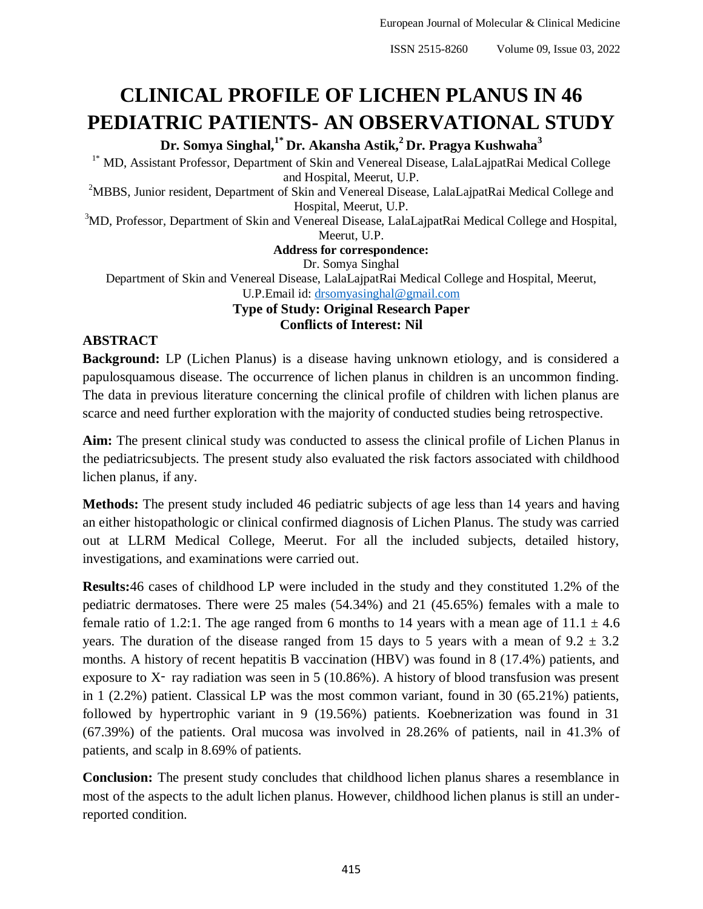# CLINICAL PROFILE OF LICHEN PLANUS IN 46 PEDIATRIC PATIENTS- AN OBSERVATIONAL STUDY

**Dr. Somya Singhal,[1*] Dr. Akansha Astik,[2] Dr. Pragya Kushwaha[3]**

[1*] MD, Assistant Professor, Department of Skin and Venereal Disease, LalaLajpatRai Medical College and Hospital, Meerut, U.P.

[2]MBBS, Junior resident, Department of Skin and Venereal Disease, LalaLajpatRai Medical College and Hospital, Meerut, U.P.

[3]MD, Professor, Department of Skin and Venereal Disease, LalaLajpatRai Medical College and Hospital, Meerut, U.P.

**Address for correspondence:**

Dr. Somya Singhal

Department of Skin and Venereal Disease, LalaLajpatRai Medical College and Hospital, Meerut, U.P.Email id: drsomyasinghal@gmail.com

**Type of Study: Original Research Paper**

**Conflicts of Interest: Nil**

## ABSTRACT

**Background:** LP (Lichen Planus) is a disease having unknown etiology, and is considered a papulosquamous disease. The occurrence of lichen planus in children is an uncommon finding. The data in previous literature concerning the clinical profile of children with lichen planus are scarce and need further exploration with the majority of conducted studies being retrospective.

**Aim:** The present clinical study was conducted to assess the clinical profile of Lichen Planus in the pediatricsubjects. The present study also evaluated the risk factors associated with childhood lichen planus, if any.

**Methods:** The present study included 46 pediatric subjects of age less than 14 years and having an either histopathologic or clinical confirmed diagnosis of Lichen Planus. The study was carried out at LLRM Medical College, Meerut. For all the included subjects, detailed history, investigations, and examinations were carried out.

**Results:**46 cases of childhood LP were included in the study and they constituted 1.2% of the pediatric dermatoses. There were 25 males (54.34%) and 21 (45.65%) females with a male to female ratio of 1.2:1. The age ranged from 6 months to 14 years with a mean age of $11.1 \pm 4.6$ years. The duration of the disease ranged from 15 days to 5 years with a mean of $9.2 \pm 3.2$ months. A history of recent hepatitis B vaccination (HBV) was found in 8 (17.4%) patients, and exposure to X- ray radiation was seen in 5 (10.86%). A history of blood transfusion was present in 1 (2.2%) patient. Classical LP was the most common variant, found in 30 (65.21%) patients, followed by hypertrophic variant in 9 (19.56%) patients. Koebnerization was found in 31 (67.39%) of the patients. Oral mucosa was involved in 28.26% of patients, nail in 41.3% of patients, and scalp in 8.69% of patients.

**Conclusion:** The present study concludes that childhood lichen planus shares a resemblance in most of the aspects to the adult lichen planus. However, childhood lichen planus is still an under-reported condition.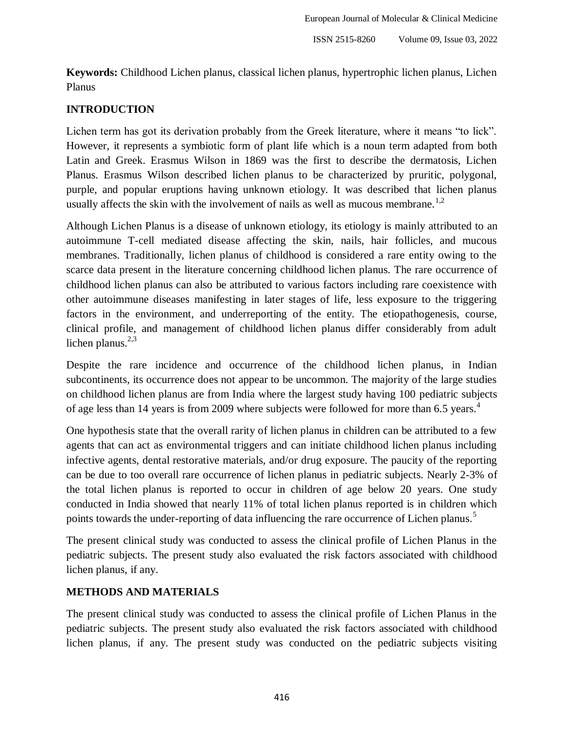**Keywords:** Childhood Lichen planus, classical lichen planus, hypertrophic lichen planus, Lichen Planus

## INTRODUCTION

Lichen term has got its derivation probably from the Greek literature, where it means "to lick". However, it represents a symbiotic form of plant life which is a noun term adapted from both Latin and Greek. Erasmus Wilson in 1869 was the first to describe the dermatosis, Lichen Planus. Erasmus Wilson described lichen planus to be characterized by pruritic, polygonal, purple, and popular eruptions having unknown etiology. It was described that lichen planus usually affects the skin with the involvement of nails as well as mucous membrane.[1,2]

Although Lichen Planus is a disease of unknown etiology, its etiology is mainly attributed to an autoimmune T-cell mediated disease affecting the skin, nails, hair follicles, and mucous membranes. Traditionally, lichen planus of childhood is considered a rare entity owing to the scarce data present in the literature concerning childhood lichen planus. The rare occurrence of childhood lichen planus can also be attributed to various factors including rare coexistence with other autoimmune diseases manifesting in later stages of life, less exposure to the triggering factors in the environment, and underreporting of the entity. The etiopathogenesis, course, clinical profile, and management of childhood lichen planus differ considerably from adult lichen planus.[2,3]

Despite the rare incidence and occurrence of the childhood lichen planus, in Indian subcontinents, its occurrence does not appear to be uncommon. The majority of the large studies on childhood lichen planus are from India where the largest study having 100 pediatric subjects of age less than 14 years is from 2009 where subjects were followed for more than 6.5 years.[4]

One hypothesis state that the overall rarity of lichen planus in children can be attributed to a few agents that can act as environmental triggers and can initiate childhood lichen planus including infective agents, dental restorative materials, and/or drug exposure. The paucity of the reporting can be due to too overall rare occurrence of lichen planus in pediatric subjects. Nearly 2-3% of the total lichen planus is reported to occur in children of age below 20 years. One study conducted in India showed that nearly 11% of total lichen planus reported is in children which points towards the under-reporting of data influencing the rare occurrence of Lichen planus.[5]

The present clinical study was conducted to assess the clinical profile of Lichen Planus in the pediatric subjects. The present study also evaluated the risk factors associated with childhood lichen planus, if any.

## METHODS AND MATERIALS

The present clinical study was conducted to assess the clinical profile of Lichen Planus in the pediatric subjects. The present study also evaluated the risk factors associated with childhood lichen planus, if any. The present study was conducted on the pediatric subjects visiting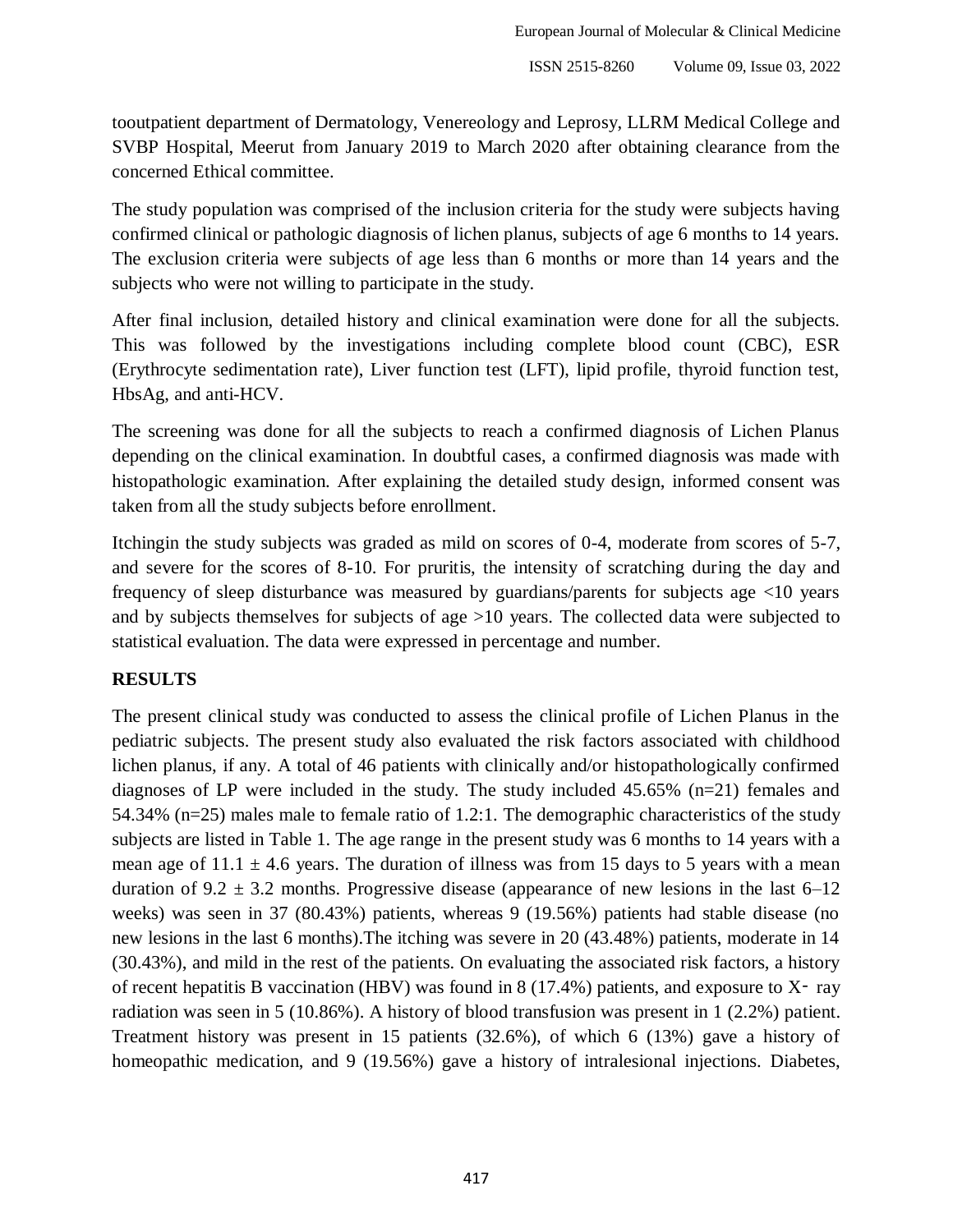tooutpatient department of Dermatology, Venereology and Leprosy, LLRM Medical College and SVBP Hospital, Meerut from January 2019 to March 2020 after obtaining clearance from the concerned Ethical committee.

The study population was comprised of the inclusion criteria for the study were subjects having confirmed clinical or pathologic diagnosis of lichen planus, subjects of age 6 months to 14 years. The exclusion criteria were subjects of age less than 6 months or more than 14 years and the subjects who were not willing to participate in the study.

After final inclusion, detailed history and clinical examination were done for all the subjects. This was followed by the investigations including complete blood count (CBC), ESR (Erythrocyte sedimentation rate), Liver function test (LFT), lipid profile, thyroid function test, HbsAg, and anti-HCV.

The screening was done for all the subjects to reach a confirmed diagnosis of Lichen Planus depending on the clinical examination. In doubtful cases, a confirmed diagnosis was made with histopathologic examination. After explaining the detailed study design, informed consent was taken from all the study subjects before enrollment.

Itchingin the study subjects was graded as mild on scores of 0-4, moderate from scores of 5-7, and severe for the scores of 8-10. For pruritis, the intensity of scratching during the day and frequency of sleep disturbance was measured by guardians/parents for subjects age <10 years and by subjects themselves for subjects of age >10 years. The collected data were subjected to statistical evaluation. The data were expressed in percentage and number.

## RESULTS

The present clinical study was conducted to assess the clinical profile of Lichen Planus in the pediatric subjects. The present study also evaluated the risk factors associated with childhood lichen planus, if any. A total of 46 patients with clinically and/or histopathologically confirmed diagnoses of LP were included in the study. The study included 45.65% (n=21) females and 54.34% (n=25) males male to female ratio of 1.2:1. The demographic characteristics of the study subjects are listed in Table 1. The age range in the present study was 6 months to 14 years with a mean age of 11.1 ± 4.6 years. The duration of illness was from 15 days to 5 years with a mean duration of 9.2 ± 3.2 months. Progressive disease (appearance of new lesions in the last 6–12 weeks) was seen in 37 (80.43%) patients, whereas 9 (19.56%) patients had stable disease (no new lesions in the last 6 months).The itching was severe in 20 (43.48%) patients, moderate in 14 (30.43%), and mild in the rest of the patients. On evaluating the associated risk factors, a history of recent hepatitis B vaccination (HBV) was found in 8 (17.4%) patients, and exposure to X‐ ray radiation was seen in 5 (10.86%). A history of blood transfusion was present in 1 (2.2%) patient. Treatment history was present in 15 patients (32.6%), of which 6 (13%) gave a history of homeopathic medication, and 9 (19.56%) gave a history of intralesional injections. Diabetes,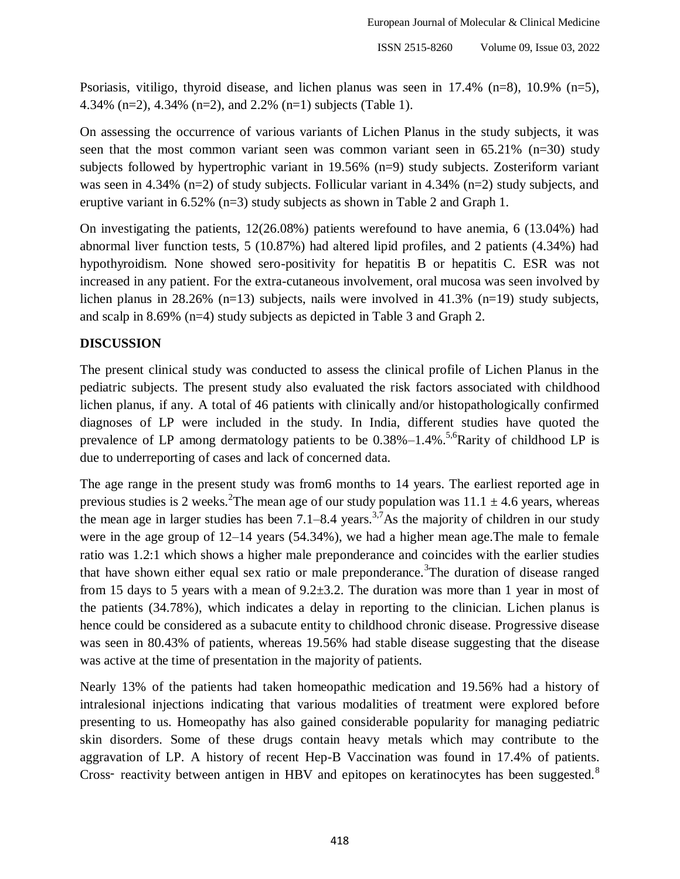Psoriasis, vitiligo, thyroid disease, and lichen planus was seen in 17.4% (n=8), 10.9% (n=5), 4.34% (n=2), 4.34% (n=2), and 2.2% (n=1) subjects (Table 1).

On assessing the occurrence of various variants of Lichen Planus in the study subjects, it was seen that the most common variant seen was common variant seen in 65.21% (n=30) study subjects followed by hypertrophic variant in 19.56% (n=9) study subjects. Zosteriform variant was seen in 4.34% (n=2) of study subjects. Follicular variant in 4.34% (n=2) study subjects, and eruptive variant in 6.52% (n=3) study subjects as shown in Table 2 and Graph 1.

On investigating the patients, 12(26.08%) patients werefound to have anemia, 6 (13.04%) had abnormal liver function tests, 5 (10.87%) had altered lipid profiles, and 2 patients (4.34%) had hypothyroidism. None showed sero-positivity for hepatitis B or hepatitis C. ESR was not increased in any patient. For the extra-cutaneous involvement, oral mucosa was seen involved by lichen planus in 28.26% (n=13) subjects, nails were involved in 41.3% (n=19) study subjects, and scalp in 8.69% (n=4) study subjects as depicted in Table 3 and Graph 2.

## DISCUSSION

The present clinical study was conducted to assess the clinical profile of Lichen Planus in the pediatric subjects. The present study also evaluated the risk factors associated with childhood lichen planus, if any. A total of 46 patients with clinically and/or histopathologically confirmed diagnoses of LP were included in the study. In India, different studies have quoted the prevalence of LP among dermatology patients to be 0.38%–1.4%.[5,6] Rarity of childhood LP is due to underreporting of cases and lack of concerned data.

The age range in the present study was from6 months to 14 years. The earliest reported age in previous studies is 2 weeks.[2] The mean age of our study population was $11.1 \pm 4.6$ years, whereas the mean age in larger studies has been 7.1–8.4 years.[3,7] As the majority of children in our study were in the age group of 12–14 years (54.34%), we had a higher mean age.The male to female ratio was 1.2:1 which shows a higher male preponderance and coincides with the earlier studies that have shown either equal sex ratio or male preponderance.[3] The duration of disease ranged from 15 days to 5 years with a mean of $9.2 \pm 3.2$. The duration was more than 1 year in most of the patients (34.78%), which indicates a delay in reporting to the clinician. Lichen planus is hence could be considered as a subacute entity to childhood chronic disease. Progressive disease was seen in 80.43% of patients, whereas 19.56% had stable disease suggesting that the disease was active at the time of presentation in the majority of patients.

Nearly 13% of the patients had taken homeopathic medication and 19.56% had a history of intralesional injections indicating that various modalities of treatment were explored before presenting to us. Homeopathy has also gained considerable popularity for managing pediatric skin disorders. Some of these drugs contain heavy metals which may contribute to the aggravation of LP. A history of recent Hep-B Vaccination was found in 17.4% of patients. Cross‐ reactivity between antigen in HBV and epitopes on keratinocytes has been suggested.[8]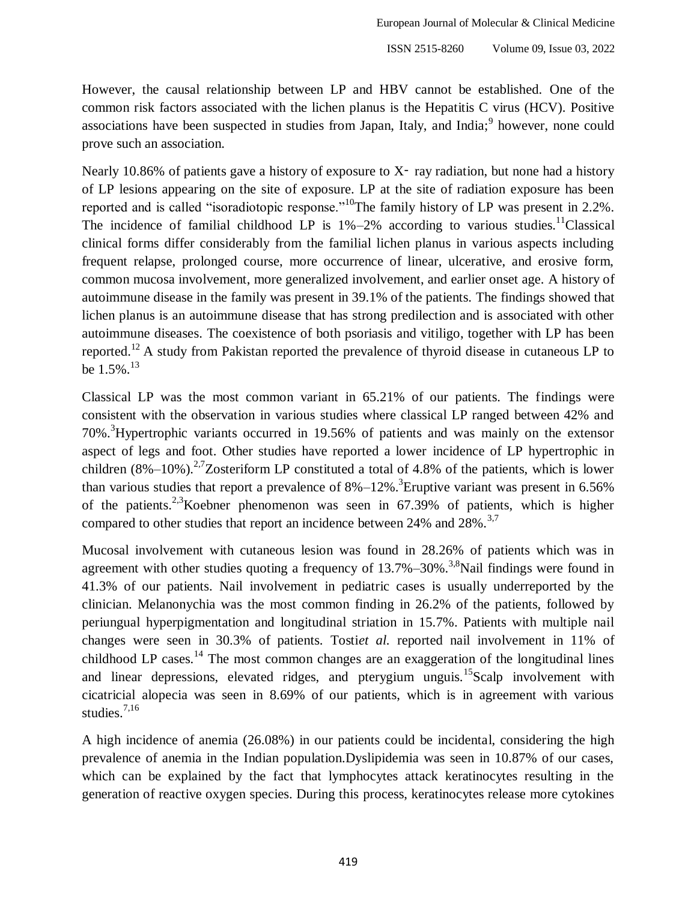However, the causal relationship between LP and HBV cannot be established. One of the common risk factors associated with the lichen planus is the Hepatitis C virus (HCV). Positive associations have been suspected in studies from Japan, Italy, and India;[9] however, none could prove such an association.

Nearly 10.86% of patients gave a history of exposure to X- ray radiation, but none had a history of LP lesions appearing on the site of exposure. LP at the site of radiation exposure has been reported and is called "isoradiotopic response."[10]The family history of LP was present in 2.2%. The incidence of familial childhood LP is 1%–2% according to various studies.[11]Classical clinical forms differ considerably from the familial lichen planus in various aspects including frequent relapse, prolonged course, more occurrence of linear, ulcerative, and erosive form, common mucosa involvement, more generalized involvement, and earlier onset age. A history of autoimmune disease in the family was present in 39.1% of the patients. The findings showed that lichen planus is an autoimmune disease that has strong predilection and is associated with other autoimmune diseases. The coexistence of both psoriasis and vitiligo, together with LP has been reported.[12] A study from Pakistan reported the prevalence of thyroid disease in cutaneous LP to be 1.5%.[13]

Classical LP was the most common variant in 65.21% of our patients. The findings were consistent with the observation in various studies where classical LP ranged between 42% and 70%.[3]Hypertrophic variants occurred in 19.56% of patients and was mainly on the extensor aspect of legs and foot. Other studies have reported a lower incidence of LP hypertrophic in children (8%–10%).[2,7]Zosteriform LP constituted a total of 4.8% of the patients, which is lower than various studies that report a prevalence of 8%–12%.[3]Eruptive variant was present in 6.56% of the patients.[2,3]Koebner phenomenon was seen in 67.39% of patients, which is higher compared to other studies that report an incidence between 24% and 28%.[3,7]

Mucosal involvement with cutaneous lesion was found in 28.26% of patients which was in agreement with other studies quoting a frequency of 13.7%–30%.[3,8]Nail findings were found in 41.3% of our patients. Nail involvement in pediatric cases is usually underreported by the clinician. Melanonychia was the most common finding in 26.2% of the patients, followed by periungual hyperpigmentation and longitudinal striation in 15.7%. Patients with multiple nail changes were seen in 30.3% of patients. Tosti*et al.* reported nail involvement in 11% of childhood LP cases.[14] The most common changes are an exaggeration of the longitudinal lines and linear depressions, elevated ridges, and pterygium unguis.[15]Scalp involvement with cicatricial alopecia was seen in 8.69% of our patients, which is in agreement with various studies.[7,16]

A high incidence of anemia (26.08%) in our patients could be incidental, considering the high prevalence of anemia in the Indian population.Dyslipidemia was seen in 10.87% of our cases, which can be explained by the fact that lymphocytes attack keratinocytes resulting in the generation of reactive oxygen species. During this process, keratinocytes release more cytokines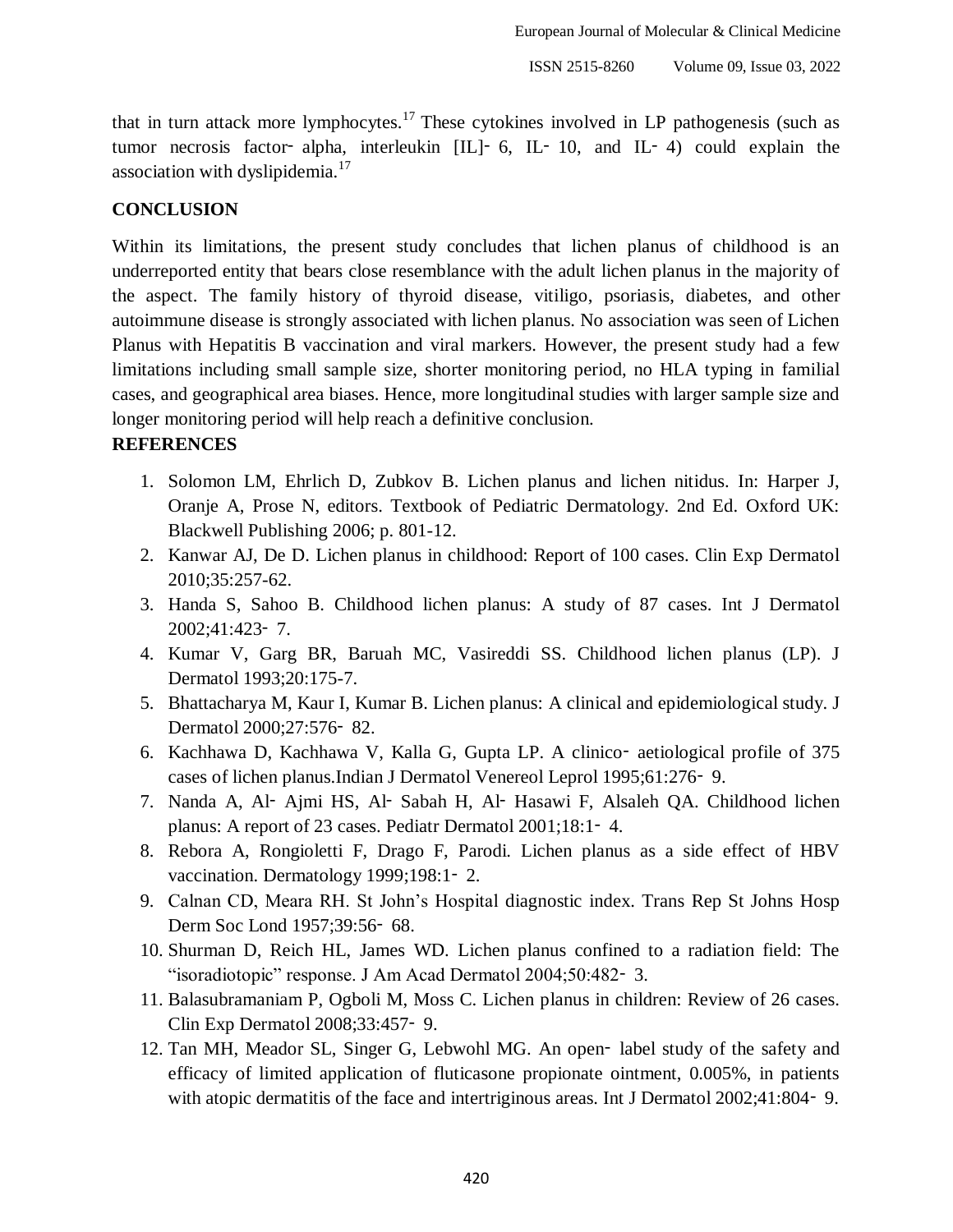that in turn attack more lymphocytes.[17] These cytokines involved in LP pathogenesis (such as tumor necrosis factor‑ alpha, interleukin [IL]‑ 6, IL‑ 10, and IL‑ 4) could explain the association with dyslipidemia.[17]

## CONCLUSION

Within its limitations, the present study concludes that lichen planus of childhood is an underreported entity that bears close resemblance with the adult lichen planus in the majority of the aspect. The family history of thyroid disease, vitiligo, psoriasis, diabetes, and other autoimmune disease is strongly associated with lichen planus. No association was seen of Lichen Planus with Hepatitis B vaccination and viral markers. However, the present study had a few limitations including small sample size, shorter monitoring period, no HLA typing in familial cases, and geographical area biases. Hence, more longitudinal studies with larger sample size and longer monitoring period will help reach a definitive conclusion.

## REFERENCES

1. Solomon LM, Ehrlich D, Zubkov B. Lichen planus and lichen nitidus. In: Harper J, Oranje A, Prose N, editors. Textbook of Pediatric Dermatology. 2nd Ed. Oxford UK: Blackwell Publishing 2006; p. 801-12.
2. Kanwar AJ, De D. Lichen planus in childhood: Report of 100 cases. Clin Exp Dermatol 2010;35:257-62.
3. Handa S, Sahoo B. Childhood lichen planus: A study of 87 cases. Int J Dermatol 2002;41:423‑ 7.
4. Kumar V, Garg BR, Baruah MC, Vasireddi SS. Childhood lichen planus (LP). J Dermatol 1993;20:175-7.
5. Bhattacharya M, Kaur I, Kumar B. Lichen planus: A clinical and epidemiological study. J Dermatol 2000;27:576‑ 82.
6. Kachhawa D, Kachhawa V, Kalla G, Gupta LP. A clinico‑ aetiological profile of 375 cases of lichen planus.Indian J Dermatol Venereol Leprol 1995;61:276‑ 9.
7. Nanda A, Al‑ Ajmi HS, Al‑ Sabah H, Al‑ Hasawi F, Alsaleh QA. Childhood lichen planus: A report of 23 cases. Pediatr Dermatol 2001;18:1‑ 4.
8. Rebora A, Rongioletti F, Drago F, Parodi. Lichen planus as a side effect of HBV vaccination. Dermatology 1999;198:1‑ 2.
9. Calnan CD, Meara RH. St John's Hospital diagnostic index. Trans Rep St Johns Hosp Derm Soc Lond 1957;39:56‑ 68.
10. Shurman D, Reich HL, James WD. Lichen planus confined to a radiation field: The "isoradiotopic" response. J Am Acad Dermatol 2004;50:482‑ 3.
11. Balasubramaniam P, Ogboli M, Moss C. Lichen planus in children: Review of 26 cases. Clin Exp Dermatol 2008;33:457‑ 9.
12. Tan MH, Meador SL, Singer G, Lebwohl MG. An open‑ label study of the safety and efficacy of limited application of fluticasone propionate ointment, 0.005%, in patients with atopic dermatitis of the face and intertriginous areas. Int J Dermatol 2002;41:804‑ 9.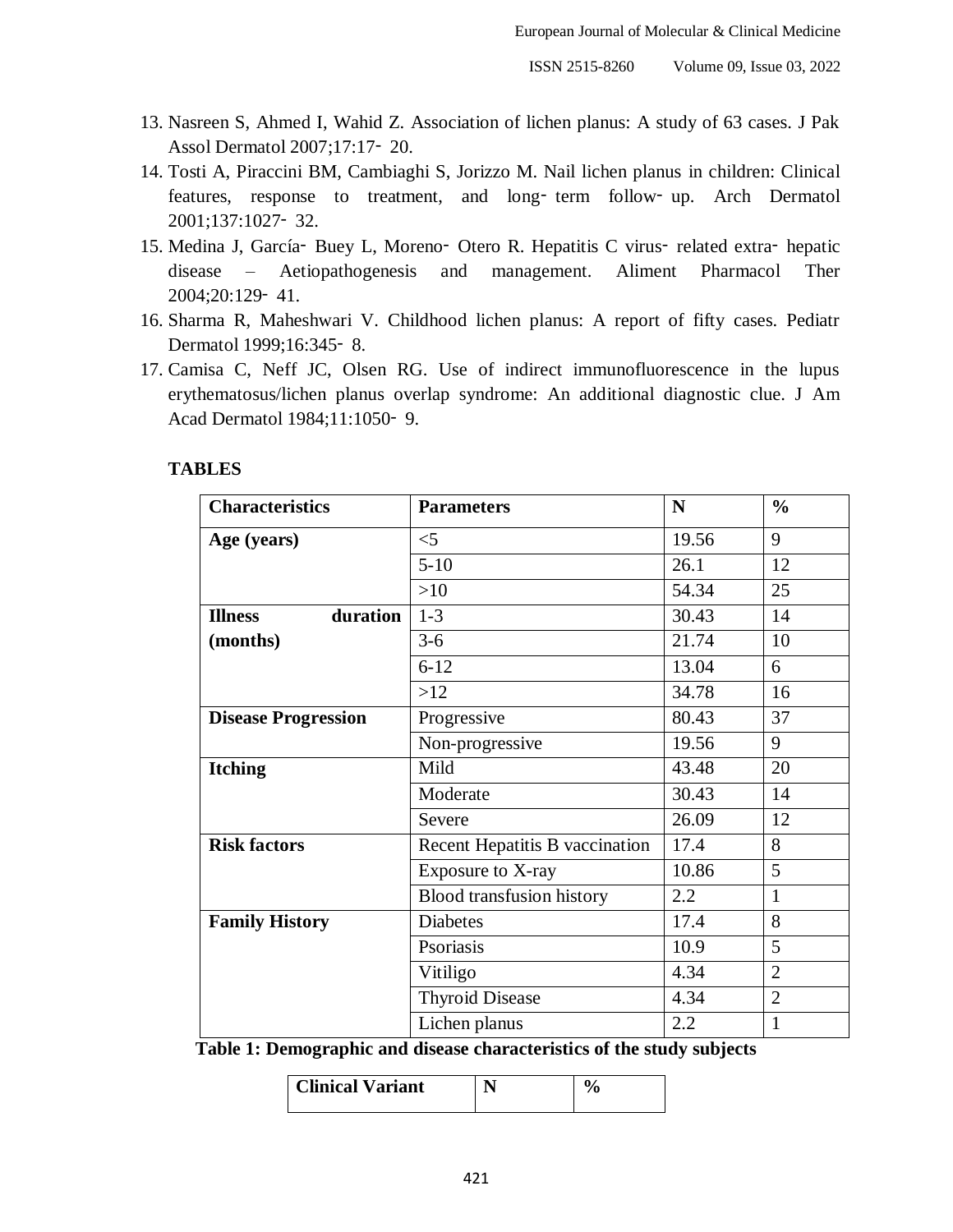13. Nasreen S, Ahmed I, Wahid Z. Association of lichen planus: A study of 63 cases. J Pak Assol Dermatol 2007;17:17‑ 20.
14. Tosti A, Piraccini BM, Cambiaghi S, Jorizzo M. Nail lichen planus in children: Clinical features, response to treatment, and long‑ term follow‑ up. Arch Dermatol 2001;137:1027‑ 32.
15. Medina J, García‑ Buey L, Moreno‑ Otero R. Hepatitis C virus‑ related extra‑ hepatic disease – Aetiopathogenesis and management. Aliment Pharmacol Ther 2004;20:129‑ 41.
16. Sharma R, Maheshwari V. Childhood lichen planus: A report of fifty cases. Pediatr Dermatol 1999;16:345‑ 8.
17. Camisa C, Neff JC, Olsen RG. Use of indirect immunofluorescence in the lupus erythematosus/lichen planus overlap syndrome: An additional diagnostic clue. J Am Acad Dermatol 1984;11:1050‑ 9.

**TABLES**

| Characteristics | Parameters | N | % |
|---|---|---|---|
| **Age (years)** | <5 | 19.56 | 9 |
| | 5-10 | 26.1 | 12 |
| | >10 | 54.34 | 25 |
| **Illness duration (months)** | 1-3 | 30.43 | 14 |
| | 3-6 | 21.74 | 10 |
| | 6-12 | 13.04 | 6 |
| | >12 | 34.78 | 16 |
| **Disease Progression** | Progressive | 80.43 | 37 |
| | Non-progressive | 19.56 | 9 |
| **Itching** | Mild | 43.48 | 20 |
| | Moderate | 30.43 | 14 |
| | Severe | 26.09 | 12 |
| **Risk factors** | Recent Hepatitis B vaccination | 17.4 | 8 |
| | Exposure to X-ray | 10.86 | 5 |
| | Blood transfusion history | 2.2 | 1 |
| **Family History** | Diabetes | 17.4 | 8 |
| | Psoriasis | 10.9 | 5 |
| | Vitiligo | 4.34 | 2 |
| | Thyroid Disease | 4.34 | 2 |
| | Lichen planus | 2.2 | 1 |

**Table 1: Demographic and disease characteristics of the study subjects**

| Clinical Variant | N | % |
|---|---|---|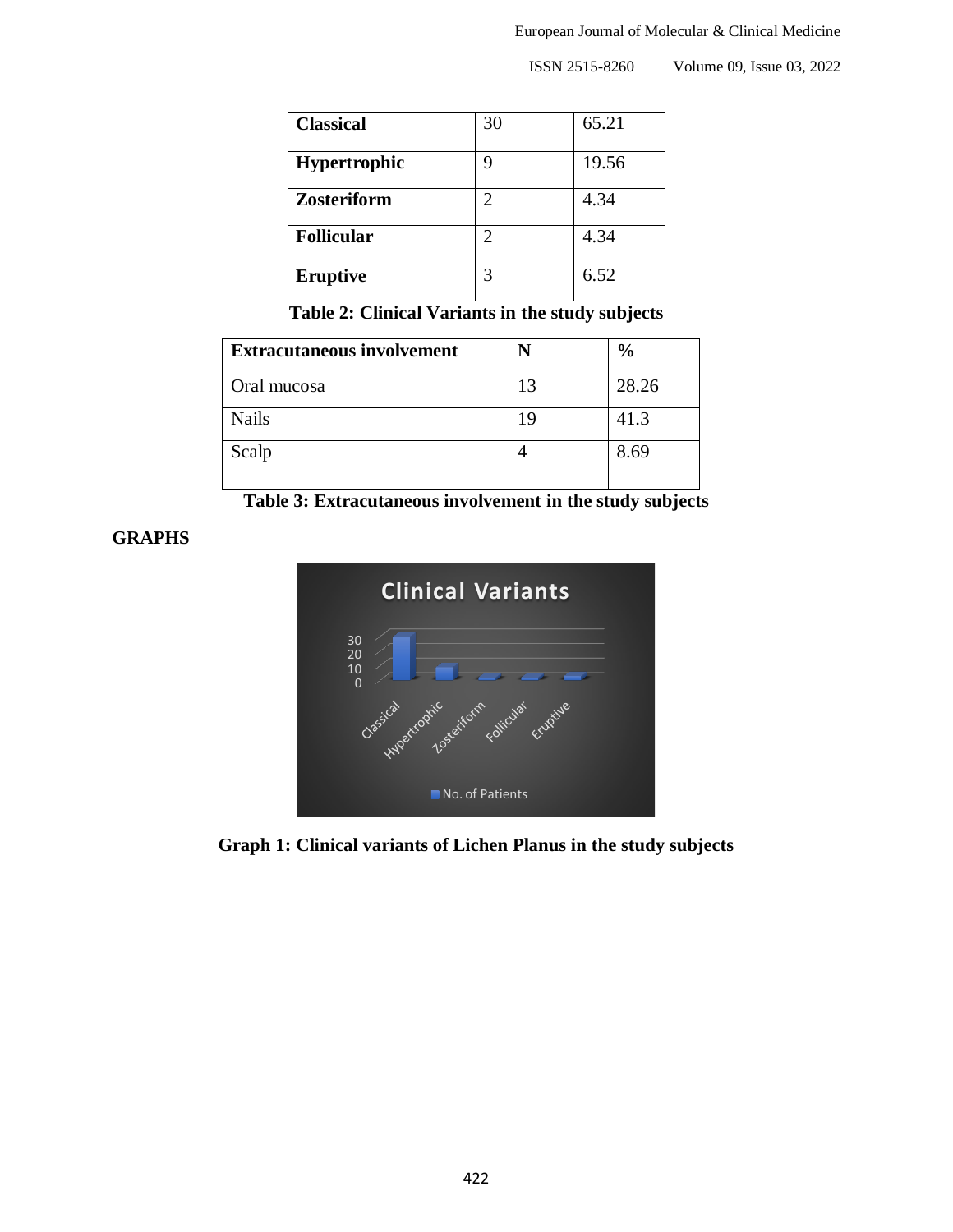| | | |
|---|---|---|
| **Classical** | 30 | 65.21 |
| **Hypertrophic** | 9 | 19.56 |
| **Zosteriform** | 2 | 4.34 |
| **Follicular** | 2 | 4.34 |
| **Eruptive** | 3 | 6.52 |

**Table 2: Clinical Variants in the study subjects**

| **Extracutaneous involvement** | **N** | **%** |
|---|---|---|
| Oral mucosa | 13 | 28.26 |
| Nails | 19 | 41.3 |
| Scalp | 4 | 8.69 |

**Table 3: Extracutaneous involvement in the study subjects**

## GRAPHS

Clinical Variants

30
20
10
0

Classical
Hypertrophic
Zosteriform
Follicular
Eruptive

No. of Patients

**Graph 1: Clinical variants of Lichen Planus in the study subjects**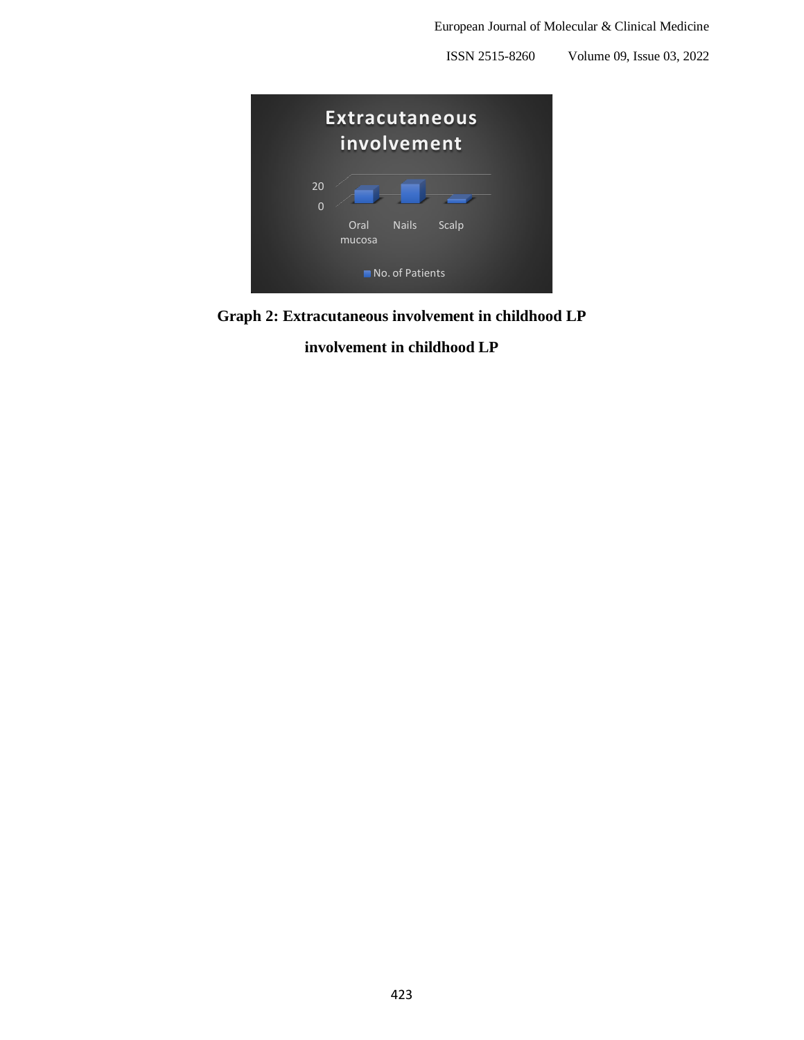Extracutaneous involvement

20

0

Oral mucosa

Nails

Scalp

No. of Patients

**Graph 2: Extracutaneous involvement in childhood LP**

**involvement in childhood LP**